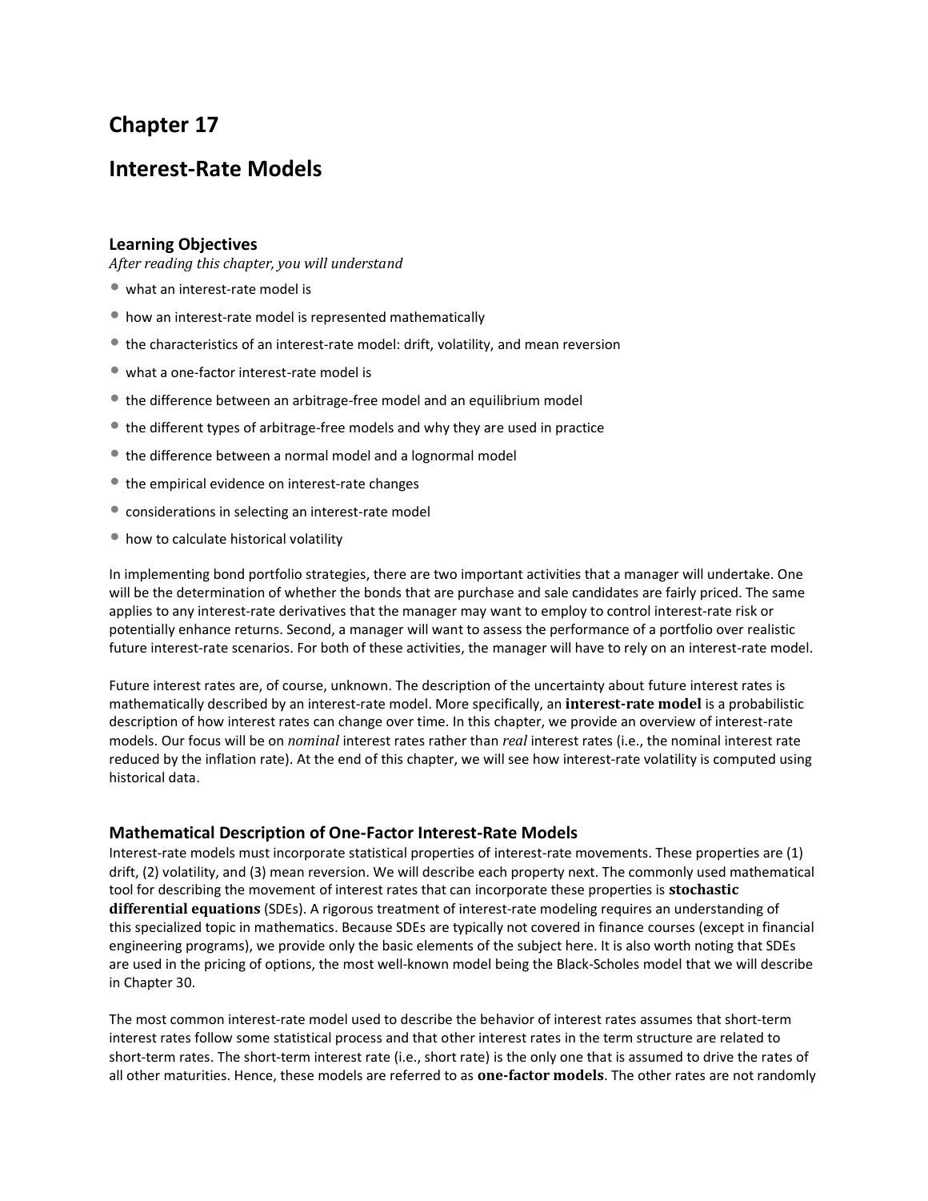# Chapter 17

# Interest-Rate Models

### Learning Objectives

*After reading this chapter, you will understand*

- what an interest-rate model is
- how an interest-rate model is represented mathematically
- the characteristics of an interest-rate model: drift, volatility, and mean reversion
- what a one-factor interest-rate model is
- the difference between an arbitrage-free model and an equilibrium model
- the different types of arbitrage-free models and why they are used in practice
- the difference between a normal model and a lognormal model
- the empirical evidence on interest-rate changes
- considerations in selecting an interest-rate model
- how to calculate historical volatility

In implementing bond portfolio strategies, there are two important activities that a manager will undertake. One will be the determination of whether the bonds that are purchase and sale candidates are fairly priced. The same applies to any interest-rate derivatives that the manager may want to employ to control interest-rate risk or potentially enhance returns. Second, a manager will want to assess the performance of a portfolio over realistic future interest-rate scenarios. For both of these activities, the manager will have to rely on an interest-rate model.

Future interest rates are, of course, unknown. The description of the uncertainty about future interest rates is mathematically described by an interest-rate model. More specifically, an **interest-rate model** is a probabilistic description of how interest rates can change over time. In this chapter, we provide an overview of interest-rate models. Our focus will be on *nominal* interest rates rather than *real* interest rates (i.e., the nominal interest rate reduced by the inflation rate). At the end of this chapter, we will see how interest-rate volatility is computed using historical data.

### Mathematical Description of One-Factor Interest-Rate Models

Interest-rate models must incorporate statistical properties of interest-rate movements. These properties are (1) drift, (2) volatility, and (3) mean reversion. We will describe each property next. The commonly used mathematical tool for describing the movement of interest rates that can incorporate these properties is **stochastic differential equations** (SDEs). A rigorous treatment of interest-rate modeling requires an understanding of this specialized topic in mathematics. Because SDEs are typically not covered in finance courses (except in financial engineering programs), we provide only the basic elements of the subject here. It is also worth noting that SDEs are used in the pricing of options, the most well-known model being the Black-Scholes model that we will describe in Chapter 30.

The most common interest-rate model used to describe the behavior of interest rates assumes that short-term interest rates follow some statistical process and that other interest rates in the term structure are related to short-term rates. The short-term interest rate (i.e., short rate) is the only one that is assumed to drive the rates of all other maturities. Hence, these models are referred to as **one-factor models**. The other rates are not randomly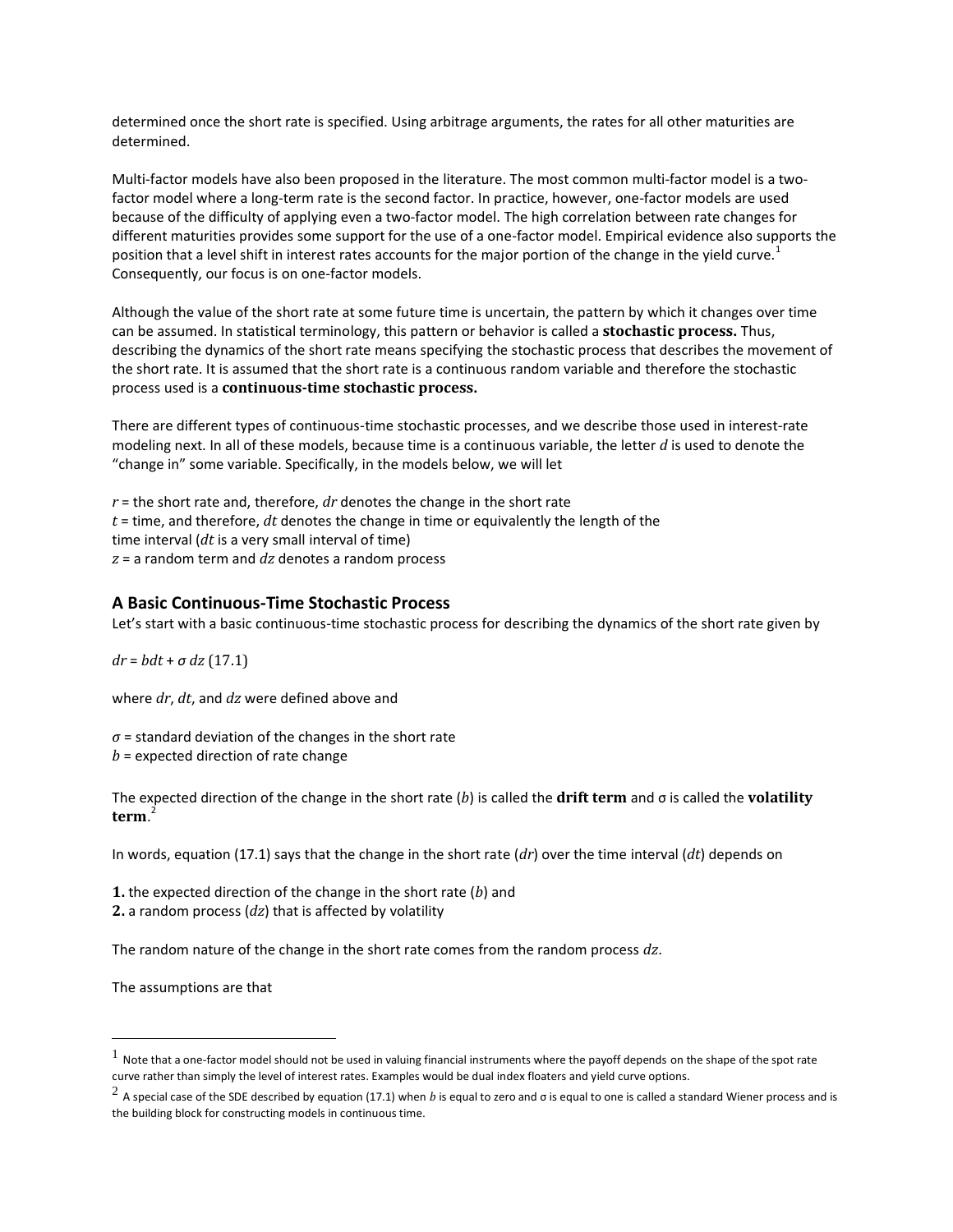determined once the short rate is specified. Using arbitrage arguments, the rates for all other maturities are determined.

Multi-factor models have also been proposed in the literature. The most common multi-factor model is a two-factor model where a long-term rate is the second factor. In practice, however, one-factor models are used because of the difficulty of applying even a two-factor model. The high correlation between rate changes for different maturities provides some support for the use of a one-factor model. Empirical evidence also supports the position that a level shift in interest rates accounts for the major portion of the change in the yield curve.[1] Consequently, our focus is on one-factor models.

Although the value of the short rate at some future time is uncertain, the pattern by which it changes over time can be assumed. In statistical terminology, this pattern or behavior is called a **stochastic process.** Thus, describing the dynamics of the short rate means specifying the stochastic process that describes the movement of the short rate. It is assumed that the short rate is a continuous random variable and therefore the stochastic process used is a **continuous-time stochastic process.**

There are different types of continuous-time stochastic processes, and we describe those used in interest-rate modeling next. In all of these models, because time is a continuous variable, the letter $d$ is used to denote the "change in" some variable. Specifically, in the models below, we will let

$r$ = the short rate and, therefore, $dr$ denotes the change in the short rate
$t$ = time, and therefore, $dt$ denotes the change in time or equivalently the length of the time interval ($dt$ is a very small interval of time)
$z$ = a random term and $dz$ denotes a random process

## A Basic Continuous-Time Stochastic Process

Let's start with a basic continuous-time stochastic process for describing the dynamics of the short rate given by

$$dr = b\,dt + \sigma\, dz \quad (17.1)$$

where $dr$, $dt$, and $dz$ were defined above and

$\sigma$ = standard deviation of the changes in the short rate
$b$ = expected direction of rate change

The expected direction of the change in the short rate ($b$) is called the **drift term** and σ is called the **volatility term**.[2]

In words, equation (17.1) says that the change in the short rate ($dr$) over the time interval ($dt$) depends on

**1.** the expected direction of the change in the short rate ($b$) and
**2.** a random process ($dz$) that is affected by volatility

The random nature of the change in the short rate comes from the random process $dz$.

The assumptions are that

---

[1] Note that a one-factor model should not be used in valuing financial instruments where the payoff depends on the shape of the spot rate curve rather than simply the level of interest rates. Examples would be dual index floaters and yield curve options.

[2] A special case of the SDE described by equation (17.1) when $b$ is equal to zero and σ is equal to one is called a standard Wiener process and is the building block for constructing models in continuous time.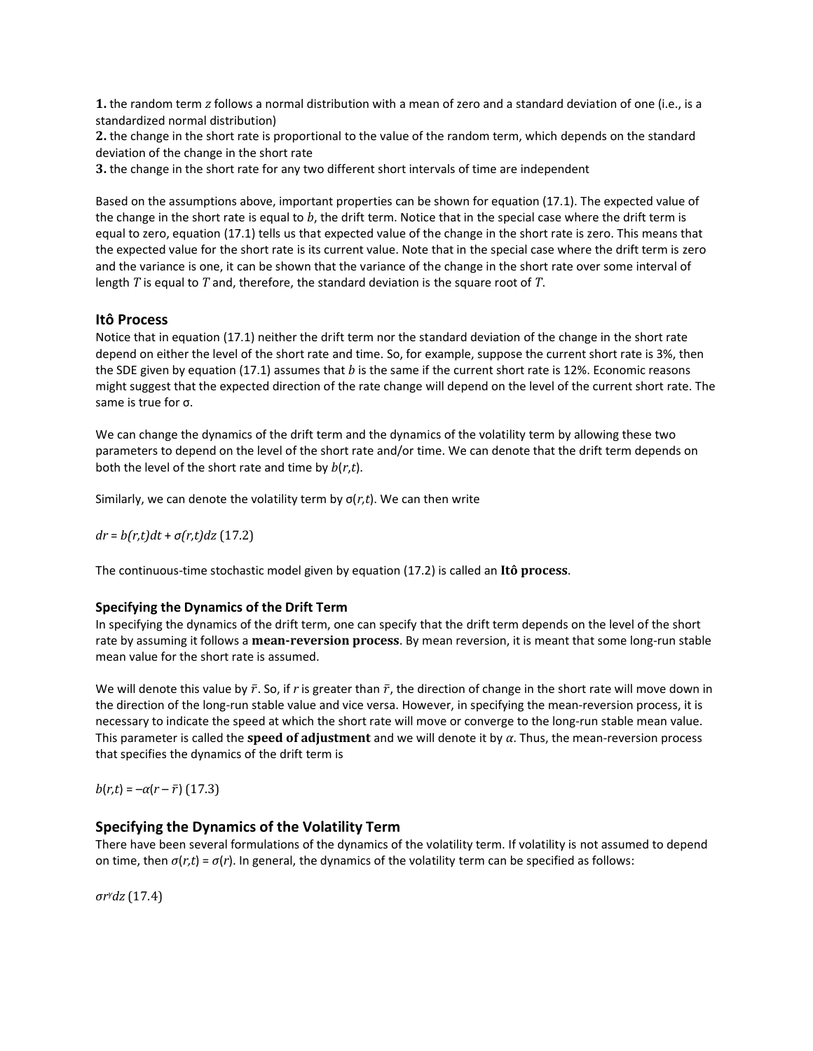**1.** the random term $z$ follows a normal distribution with a mean of zero and a standard deviation of one (i.e., is a standardized normal distribution)
**2.** the change in the short rate is proportional to the value of the random term, which depends on the standard deviation of the change in the short rate
**3.** the change in the short rate for any two different short intervals of time are independent

Based on the assumptions above, important properties can be shown for equation (17.1). The expected value of the change in the short rate is equal to $b$, the drift term. Notice that in the special case where the drift term is equal to zero, equation (17.1) tells us that expected value of the change in the short rate is zero. This means that the expected value for the short rate is its current value. Note that in the special case where the drift term is zero and the variance is one, it can be shown that the variance of the change in the short rate over some interval of length $T$ is equal to $T$ and, therefore, the standard deviation is the square root of $T$.

## Itô Process

Notice that in equation (17.1) neither the drift term nor the standard deviation of the change in the short rate depend on either the level of the short rate and time. So, for example, suppose the current short rate is 3%, then the SDE given by equation (17.1) assumes that $b$ is the same if the current short rate is 12%. Economic reasons might suggest that the expected direction of the rate change will depend on the level of the current short rate. The same is true for σ.

We can change the dynamics of the drift term and the dynamics of the volatility term by allowing these two parameters to depend on the level of the short rate and/or time. We can denote that the drift term depends on both the level of the short rate and time by $b(r,t)$.

Similarly, we can denote the volatility term by $\sigma(r,t)$. We can then write

$$dr = b(r,t)dt + \sigma(r,t)dz \quad (17.2)$$

The continuous-time stochastic model given by equation (17.2) is called an **Itô process**.

### Specifying the Dynamics of the Drift Term

In specifying the dynamics of the drift term, one can specify that the drift term depends on the level of the short rate by assuming it follows a **mean-reversion process**. By mean reversion, it is meant that some long-run stable mean value for the short rate is assumed.

We will denote this value by $\bar{r}$. So, if $r$ is greater than $\bar{r}$, the direction of change in the short rate will move down in the direction of the long-run stable value and vice versa. However, in specifying the mean-reversion process, it is necessary to indicate the speed at which the short rate will move or converge to the long-run stable mean value. This parameter is called the **speed of adjustment** and we will denote it by $\alpha$. Thus, the mean-reversion process that specifies the dynamics of the drift term is

$$b(r,t) = -\alpha(r - \bar{r}) \quad (17.3)$$

## Specifying the Dynamics of the Volatility Term

There have been several formulations of the dynamics of the volatility term. If volatility is not assumed to depend on time, then $\sigma(r,t) = \sigma(r)$. In general, the dynamics of the volatility term can be specified as follows:

$$\sigma r^{\gamma} dz \quad (17.4)$$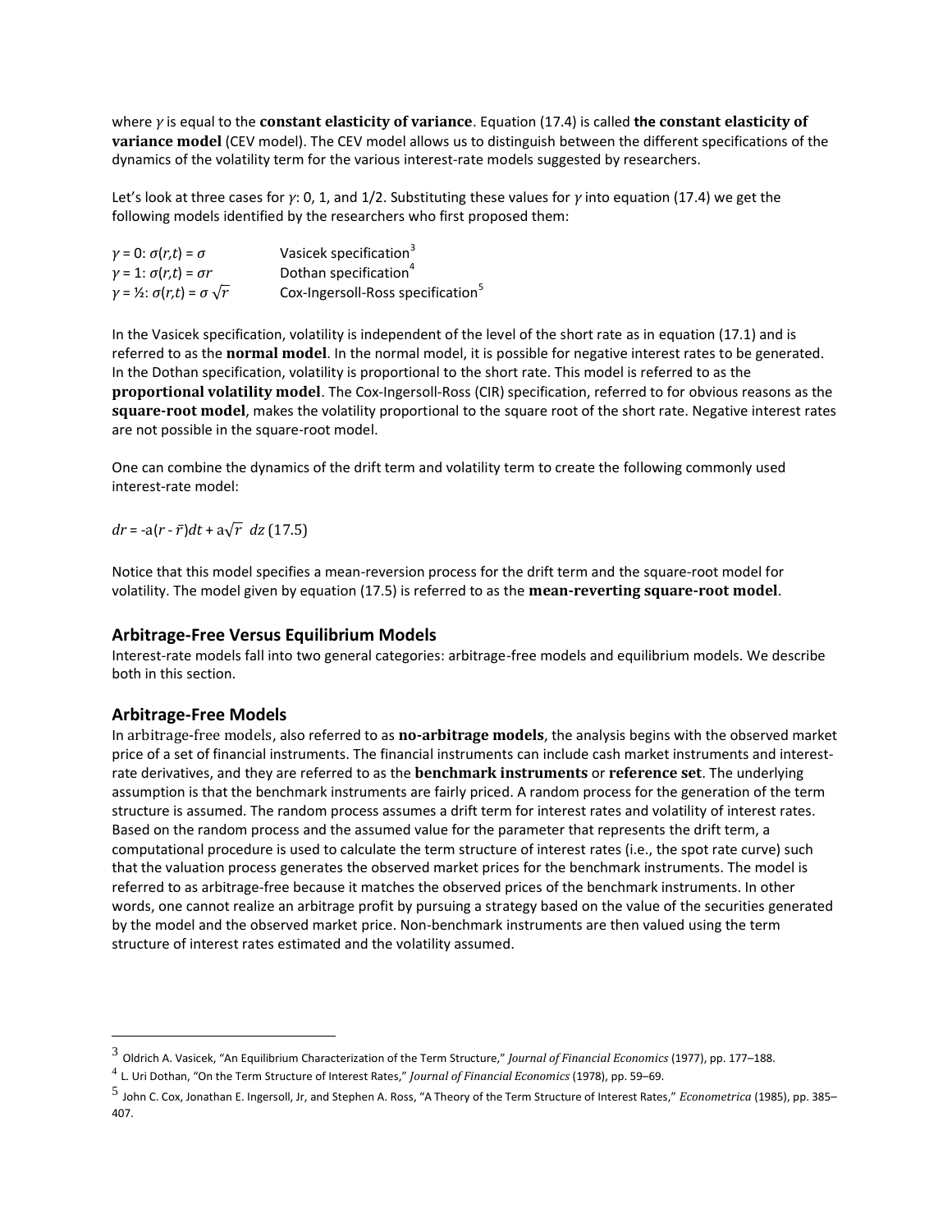where $\gamma$ is equal to the **constant elasticity of variance**. Equation (17.4) is called **the constant elasticity of variance model** (CEV model). The CEV model allows us to distinguish between the different specifications of the dynamics of the volatility term for the various interest-rate models suggested by researchers.

Let's look at three cases for $\gamma$: 0, 1, and 1/2. Substituting these values for $\gamma$ into equation (17.4) we get the following models identified by the researchers who first proposed them:

| | |
|---|---|
| $\gamma = 0$: $\sigma(r,t) = \sigma$ | Vasicek specification[3] |
| $\gamma = 1$: $\sigma(r,t) = \sigma r$ | Dothan specification[4] |
| $\gamma = ½$: $\sigma(r,t) = \sigma\sqrt{r}$ | Cox-Ingersoll-Ross specification[5] |

In the Vasicek specification, volatility is independent of the level of the short rate as in equation (17.1) and is referred to as the **normal model**. In the normal model, it is possible for negative interest rates to be generated. In the Dothan specification, volatility is proportional to the short rate. This model is referred to as the **proportional volatility model**. The Cox-Ingersoll-Ross (CIR) specification, referred to for obvious reasons as the **square-root model**, makes the volatility proportional to the square root of the short rate. Negative interest rates are not possible in the square-root model.

One can combine the dynamics of the drift term and volatility term to create the following commonly used interest-rate model:

$$dr = -a(r - \bar{r})dt + a\sqrt{r}\ dz \quad (17.5)$$

Notice that this model specifies a mean-reversion process for the drift term and the square-root model for volatility. The model given by equation (17.5) is referred to as the **mean-reverting square-root model**.

## Arbitrage-Free Versus Equilibrium Models

Interest-rate models fall into two general categories: arbitrage-free models and equilibrium models. We describe both in this section.

## Arbitrage-Free Models

In arbitrage-free models, also referred to as **no-arbitrage models**, the analysis begins with the observed market price of a set of financial instruments. The financial instruments can include cash market instruments and interest-rate derivatives, and they are referred to as the **benchmark instruments** or **reference set**. The underlying assumption is that the benchmark instruments are fairly priced. A random process for the generation of the term structure is assumed. The random process assumes a drift term for interest rates and volatility of interest rates. Based on the random process and the assumed value for the parameter that represents the drift term, a computational procedure is used to calculate the term structure of interest rates (i.e., the spot rate curve) such that the valuation process generates the observed market prices for the benchmark instruments. The model is referred to as arbitrage-free because it matches the observed prices of the benchmark instruments. In other words, one cannot realize an arbitrage profit by pursuing a strategy based on the value of the securities generated by the model and the observed market price. Non-benchmark instruments are then valued using the term structure of interest rates estimated and the volatility assumed.

---

[3] Oldrich A. Vasicek, "An Equilibrium Characterization of the Term Structure," *Journal of Financial Economics* (1977), pp. 177–188.

[4] L. Uri Dothan, "On the Term Structure of Interest Rates," *Journal of Financial Economics* (1978), pp. 59–69.

[5] John C. Cox, Jonathan E. Ingersoll, Jr, and Stephen A. Ross, "A Theory of the Term Structure of Interest Rates," *Econometrica* (1985), pp. 385–407.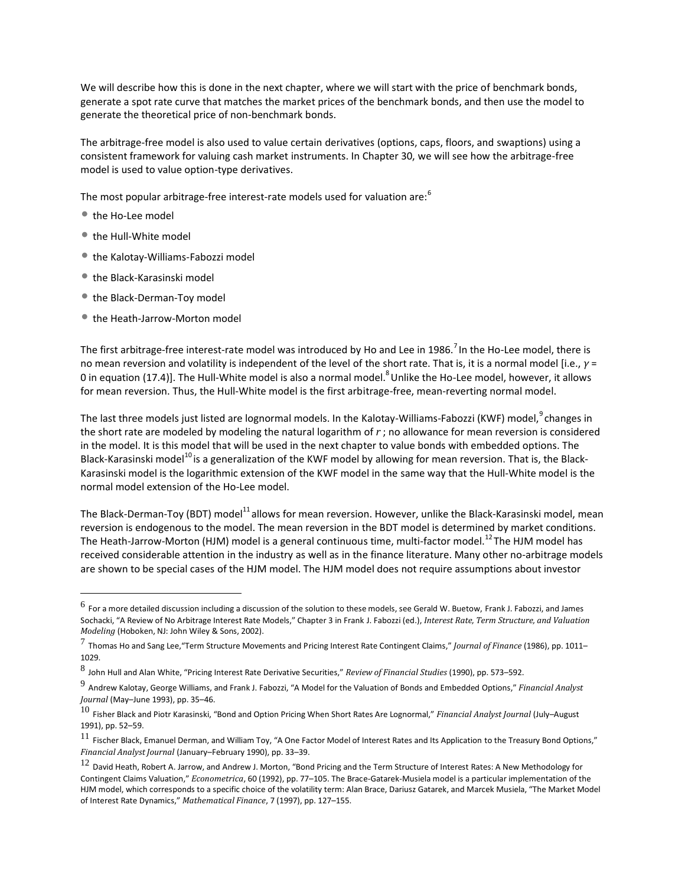We will describe how this is done in the next chapter, where we will start with the price of benchmark bonds, generate a spot rate curve that matches the market prices of the benchmark bonds, and then use the model to generate the theoretical price of non-benchmark bonds.

The arbitrage-free model is also used to value certain derivatives (options, caps, floors, and swaptions) using a consistent framework for valuing cash market instruments. In Chapter 30, we will see how the arbitrage-free model is used to value option-type derivatives.

The most popular arbitrage-free interest-rate models used for valuation are:[6]

- the Ho-Lee model
- the Hull-White model
- the Kalotay-Williams-Fabozzi model
- the Black-Karasinski model
- the Black-Derman-Toy model
- the Heath-Jarrow-Morton model

The first arbitrage-free interest-rate model was introduced by Ho and Lee in 1986.[7] In the Ho-Lee model, there is no mean reversion and volatility is independent of the level of the short rate. That is, it is a normal model [i.e., $\gamma$ = 0 in equation (17.4)]. The Hull-White model is also a normal model.[8] Unlike the Ho-Lee model, however, it allows for mean reversion. Thus, the Hull-White model is the first arbitrage-free, mean-reverting normal model.

The last three models just listed are lognormal models. In the Kalotay-Williams-Fabozzi (KWF) model,[9] changes in the short rate are modeled by modeling the natural logarithm of $r$ ; no allowance for mean reversion is considered in the model. It is this model that will be used in the next chapter to value bonds with embedded options. The Black-Karasinski model[10] is a generalization of the KWF model by allowing for mean reversion. That is, the Black-Karasinski model is the logarithmic extension of the KWF model in the same way that the Hull-White model is the normal model extension of the Ho-Lee model.

The Black-Derman-Toy (BDT) model[11] allows for mean reversion. However, unlike the Black-Karasinski model, mean reversion is endogenous to the model. The mean reversion in the BDT model is determined by market conditions. The Heath-Jarrow-Morton (HJM) model is a general continuous time, multi-factor model.[12] The HJM model has received considerable attention in the industry as well as in the finance literature. Many other no-arbitrage models are shown to be special cases of the HJM model. The HJM model does not require assumptions about investor

---

[6] For a more detailed discussion including a discussion of the solution to these models, see Gerald W. Buetow, Frank J. Fabozzi, and James Sochacki, "A Review of No Arbitrage Interest Rate Models," Chapter 3 in Frank J. Fabozzi (ed.), *Interest Rate, Term Structure, and Valuation Modeling* (Hoboken, NJ: John Wiley & Sons, 2002).

[7] Thomas Ho and Sang Lee,"Term Structure Movements and Pricing Interest Rate Contingent Claims," *Journal of Finance* (1986), pp. 1011–1029.

[8] John Hull and Alan White, "Pricing Interest Rate Derivative Securities," *Review of Financial Studies* (1990), pp. 573–592.

[9] Andrew Kalotay, George Williams, and Frank J. Fabozzi, "A Model for the Valuation of Bonds and Embedded Options," *Financial Analyst Journal* (May–June 1993), pp. 35–46.

[10] Fisher Black and Piotr Karasinski, "Bond and Option Pricing When Short Rates Are Lognormal," *Financial Analyst Journal* (July–August 1991), pp. 52–59.

[11] Fischer Black, Emanuel Derman, and William Toy, "A One Factor Model of Interest Rates and Its Application to the Treasury Bond Options," *Financial Analyst Journal* (January–February 1990), pp. 33–39.

[12] David Heath, Robert A. Jarrow, and Andrew J. Morton, "Bond Pricing and the Term Structure of Interest Rates: A New Methodology for Contingent Claims Valuation," *Econometrica*, 60 (1992), pp. 77–105. The Brace-Gatarek-Musiela model is a particular implementation of the HJM model, which corresponds to a specific choice of the volatility term: Alan Brace, Dariusz Gatarek, and Marcek Musiela, "The Market Model of Interest Rate Dynamics," *Mathematical Finance*, 7 (1997), pp. 127–155.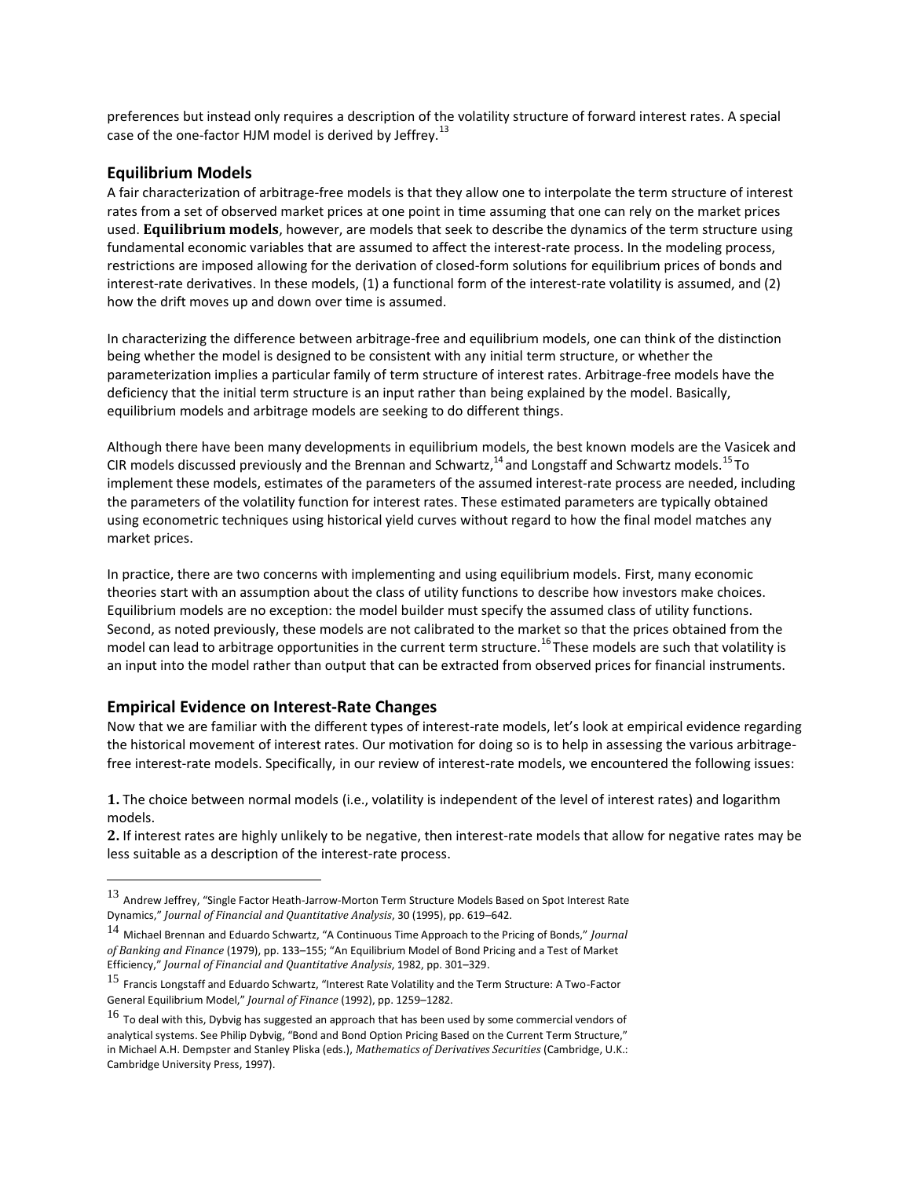preferences but instead only requires a description of the volatility structure of forward interest rates. A special case of the one-factor HJM model is derived by Jeffrey.[13]

## Equilibrium Models

A fair characterization of arbitrage-free models is that they allow one to interpolate the term structure of interest rates from a set of observed market prices at one point in time assuming that one can rely on the market prices used. **Equilibrium models**, however, are models that seek to describe the dynamics of the term structure using fundamental economic variables that are assumed to affect the interest-rate process. In the modeling process, restrictions are imposed allowing for the derivation of closed-form solutions for equilibrium prices of bonds and interest-rate derivatives. In these models, (1) a functional form of the interest-rate volatility is assumed, and (2) how the drift moves up and down over time is assumed.

In characterizing the difference between arbitrage-free and equilibrium models, one can think of the distinction being whether the model is designed to be consistent with any initial term structure, or whether the parameterization implies a particular family of term structure of interest rates. Arbitrage-free models have the deficiency that the initial term structure is an input rather than being explained by the model. Basically, equilibrium models and arbitrage models are seeking to do different things.

Although there have been many developments in equilibrium models, the best known models are the Vasicek and CIR models discussed previously and the Brennan and Schwartz,[14] and Longstaff and Schwartz models.[15] To implement these models, estimates of the parameters of the assumed interest-rate process are needed, including the parameters of the volatility function for interest rates. These estimated parameters are typically obtained using econometric techniques using historical yield curves without regard to how the final model matches any market prices.

In practice, there are two concerns with implementing and using equilibrium models. First, many economic theories start with an assumption about the class of utility functions to describe how investors make choices. Equilibrium models are no exception: the model builder must specify the assumed class of utility functions. Second, as noted previously, these models are not calibrated to the market so that the prices obtained from the model can lead to arbitrage opportunities in the current term structure.[16] These models are such that volatility is an input into the model rather than output that can be extracted from observed prices for financial instruments.

## Empirical Evidence on Interest-Rate Changes

Now that we are familiar with the different types of interest-rate models, let's look at empirical evidence regarding the historical movement of interest rates. Our motivation for doing so is to help in assessing the various arbitrage-free interest-rate models. Specifically, in our review of interest-rate models, we encountered the following issues:

**1.** The choice between normal models (i.e., volatility is independent of the level of interest rates) and logarithm models.

**2.** If interest rates are highly unlikely to be negative, then interest-rate models that allow for negative rates may be less suitable as a description of the interest-rate process.

---

[13] Andrew Jeffrey, "Single Factor Heath-Jarrow-Morton Term Structure Models Based on Spot Interest Rate Dynamics," *Journal of Financial and Quantitative Analysis*, 30 (1995), pp. 619–642.

[14] Michael Brennan and Eduardo Schwartz, "A Continuous Time Approach to the Pricing of Bonds," *Journal of Banking and Finance* (1979), pp. 133–155; "An Equilibrium Model of Bond Pricing and a Test of Market Efficiency," *Journal of Financial and Quantitative Analysis*, 1982, pp. 301–329.

[15] Francis Longstaff and Eduardo Schwartz, "Interest Rate Volatility and the Term Structure: A Two-Factor General Equilibrium Model," *Journal of Finance* (1992), pp. 1259–1282.

[16] To deal with this, Dybvig has suggested an approach that has been used by some commercial vendors of analytical systems. See Philip Dybvig, "Bond and Bond Option Pricing Based on the Current Term Structure," in Michael A.H. Dempster and Stanley Pliska (eds.), *Mathematics of Derivatives Securities* (Cambridge, U.K.: Cambridge University Press, 1997).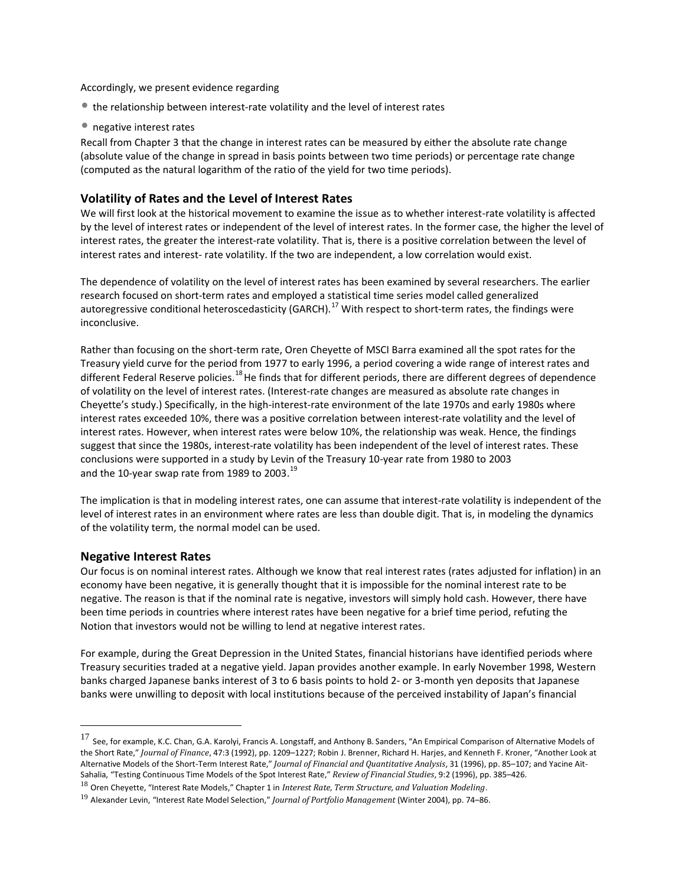Accordingly, we present evidence regarding

- the relationship between interest-rate volatility and the level of interest rates
- negative interest rates

Recall from Chapter 3 that the change in interest rates can be measured by either the absolute rate change (absolute value of the change in spread in basis points between two time periods) or percentage rate change (computed as the natural logarithm of the ratio of the yield for two time periods).

## Volatility of Rates and the Level of Interest Rates

We will first look at the historical movement to examine the issue as to whether interest-rate volatility is affected by the level of interest rates or independent of the level of interest rates. In the former case, the higher the level of interest rates, the greater the interest-rate volatility. That is, there is a positive correlation between the level of interest rates and interest- rate volatility. If the two are independent, a low correlation would exist.

The dependence of volatility on the level of interest rates has been examined by several researchers. The earlier research focused on short-term rates and employed a statistical time series model called generalized autoregressive conditional heteroscedasticity (GARCH).[17] With respect to short-term rates, the findings were inconclusive.

Rather than focusing on the short-term rate, Oren Cheyette of MSCI Barra examined all the spot rates for the Treasury yield curve for the period from 1977 to early 1996, a period covering a wide range of interest rates and different Federal Reserve policies.[18] He finds that for different periods, there are different degrees of dependence of volatility on the level of interest rates. (Interest-rate changes are measured as absolute rate changes in Cheyette's study.) Specifically, in the high-interest-rate environment of the late 1970s and early 1980s where interest rates exceeded 10%, there was a positive correlation between interest-rate volatility and the level of interest rates. However, when interest rates were below 10%, the relationship was weak. Hence, the findings suggest that since the 1980s, interest-rate volatility has been independent of the level of interest rates. These conclusions were supported in a study by Levin of the Treasury 10-year rate from 1980 to 2003 and the 10-year swap rate from 1989 to 2003.[19]

The implication is that in modeling interest rates, one can assume that interest-rate volatility is independent of the level of interest rates in an environment where rates are less than double digit. That is, in modeling the dynamics of the volatility term, the normal model can be used.

## Negative Interest Rates

Our focus is on nominal interest rates. Although we know that real interest rates (rates adjusted for inflation) in an economy have been negative, it is generally thought that it is impossible for the nominal interest rate to be negative. The reason is that if the nominal rate is negative, investors will simply hold cash. However, there have been time periods in countries where interest rates have been negative for a brief time period, refuting the Notion that investors would not be willing to lend at negative interest rates.

For example, during the Great Depression in the United States, financial historians have identified periods where Treasury securities traded at a negative yield. Japan provides another example. In early November 1998, Western banks charged Japanese banks interest of 3 to 6 basis points to hold 2- or 3-month yen deposits that Japanese banks were unwilling to deposit with local institutions because of the perceived instability of Japan's financial

---

[17] See, for example, K.C. Chan, G.A. Karolyi, Francis A. Longstaff, and Anthony B. Sanders, "An Empirical Comparison of Alternative Models of the Short Rate," *Journal of Finance*, 47:3 (1992), pp. 1209–1227; Robin J. Brenner, Richard H. Harjes, and Kenneth F. Kroner, "Another Look at Alternative Models of the Short-Term Interest Rate," *Journal of Financial and Quantitative Analysis*, 31 (1996), pp. 85–107; and Yacine Aït-Sahalia, "Testing Continuous Time Models of the Spot Interest Rate," *Review of Financial Studies*, 9:2 (1996), pp. 385–426.

[18] Oren Cheyette, "Interest Rate Models," Chapter 1 in *Interest Rate, Term Structure, and Valuation Modeling*.

[19] Alexander Levin, "Interest Rate Model Selection," *Journal of Portfolio Management* (Winter 2004), pp. 74–86.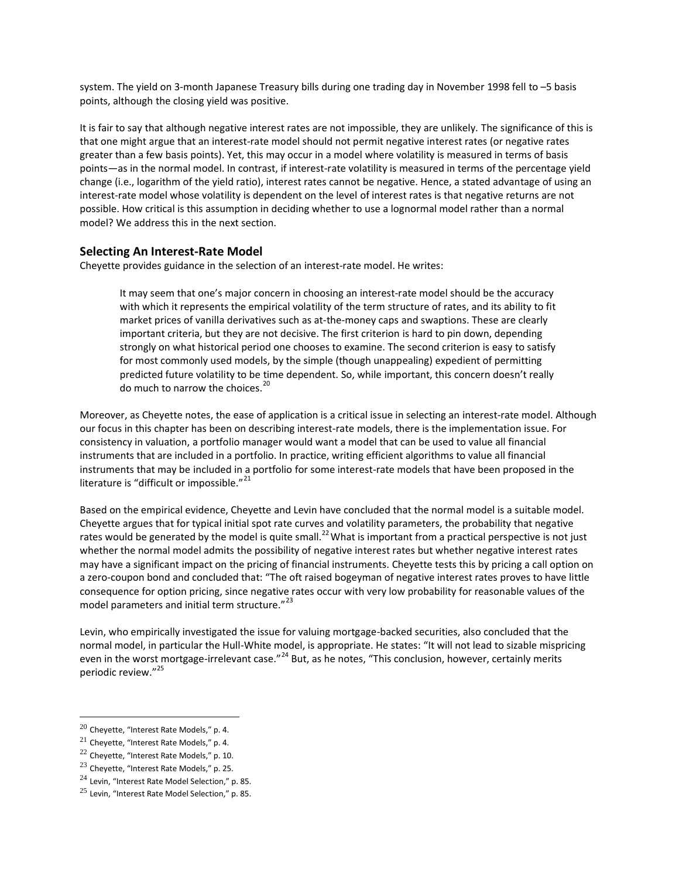system. The yield on 3-month Japanese Treasury bills during one trading day in November 1998 fell to –5 basis points, although the closing yield was positive.

It is fair to say that although negative interest rates are not impossible, they are unlikely. The significance of this is that one might argue that an interest-rate model should not permit negative interest rates (or negative rates greater than a few basis points). Yet, this may occur in a model where volatility is measured in terms of basis points—as in the normal model. In contrast, if interest-rate volatility is measured in terms of the percentage yield change (i.e., logarithm of the yield ratio), interest rates cannot be negative. Hence, a stated advantage of using an interest-rate model whose volatility is dependent on the level of interest rates is that negative returns are not possible. How critical is this assumption in deciding whether to use a lognormal model rather than a normal model? We address this in the next section.

## Selecting An Interest-Rate Model

Cheyette provides guidance in the selection of an interest-rate model. He writes:

> It may seem that one's major concern in choosing an interest-rate model should be the accuracy with which it represents the empirical volatility of the term structure of rates, and its ability to fit market prices of vanilla derivatives such as at-the-money caps and swaptions. These are clearly important criteria, but they are not decisive. The first criterion is hard to pin down, depending strongly on what historical period one chooses to examine. The second criterion is easy to satisfy for most commonly used models, by the simple (though unappealing) expedient of permitting predicted future volatility to be time dependent. So, while important, this concern doesn't really do much to narrow the choices.[20]

Moreover, as Cheyette notes, the ease of application is a critical issue in selecting an interest-rate model. Although our focus in this chapter has been on describing interest-rate models, there is the implementation issue. For consistency in valuation, a portfolio manager would want a model that can be used to value all financial instruments that are included in a portfolio. In practice, writing efficient algorithms to value all financial instruments that may be included in a portfolio for some interest-rate models that have been proposed in the literature is "difficult or impossible."[21]

Based on the empirical evidence, Cheyette and Levin have concluded that the normal model is a suitable model. Cheyette argues that for typical initial spot rate curves and volatility parameters, the probability that negative rates would be generated by the model is quite small.[22] What is important from a practical perspective is not just whether the normal model admits the possibility of negative interest rates but whether negative interest rates may have a significant impact on the pricing of financial instruments. Cheyette tests this by pricing a call option on a zero-coupon bond and concluded that: "The oft raised bogeyman of negative interest rates proves to have little consequence for option pricing, since negative rates occur with very low probability for reasonable values of the model parameters and initial term structure."[23]

Levin, who empirically investigated the issue for valuing mortgage-backed securities, also concluded that the normal model, in particular the Hull-White model, is appropriate. He states: "It will not lead to sizable mispricing even in the worst mortgage-irrelevant case."[24] But, as he notes, "This conclusion, however, certainly merits periodic review."[25]

---

[20] Cheyette, "Interest Rate Models," p. 4.

[21] Cheyette, "Interest Rate Models," p. 4.

[22] Cheyette, "Interest Rate Models," p. 10.

[23] Cheyette, "Interest Rate Models," p. 25.

[24] Levin, "Interest Rate Model Selection," p. 85.

[25] Levin, "Interest Rate Model Selection," p. 85.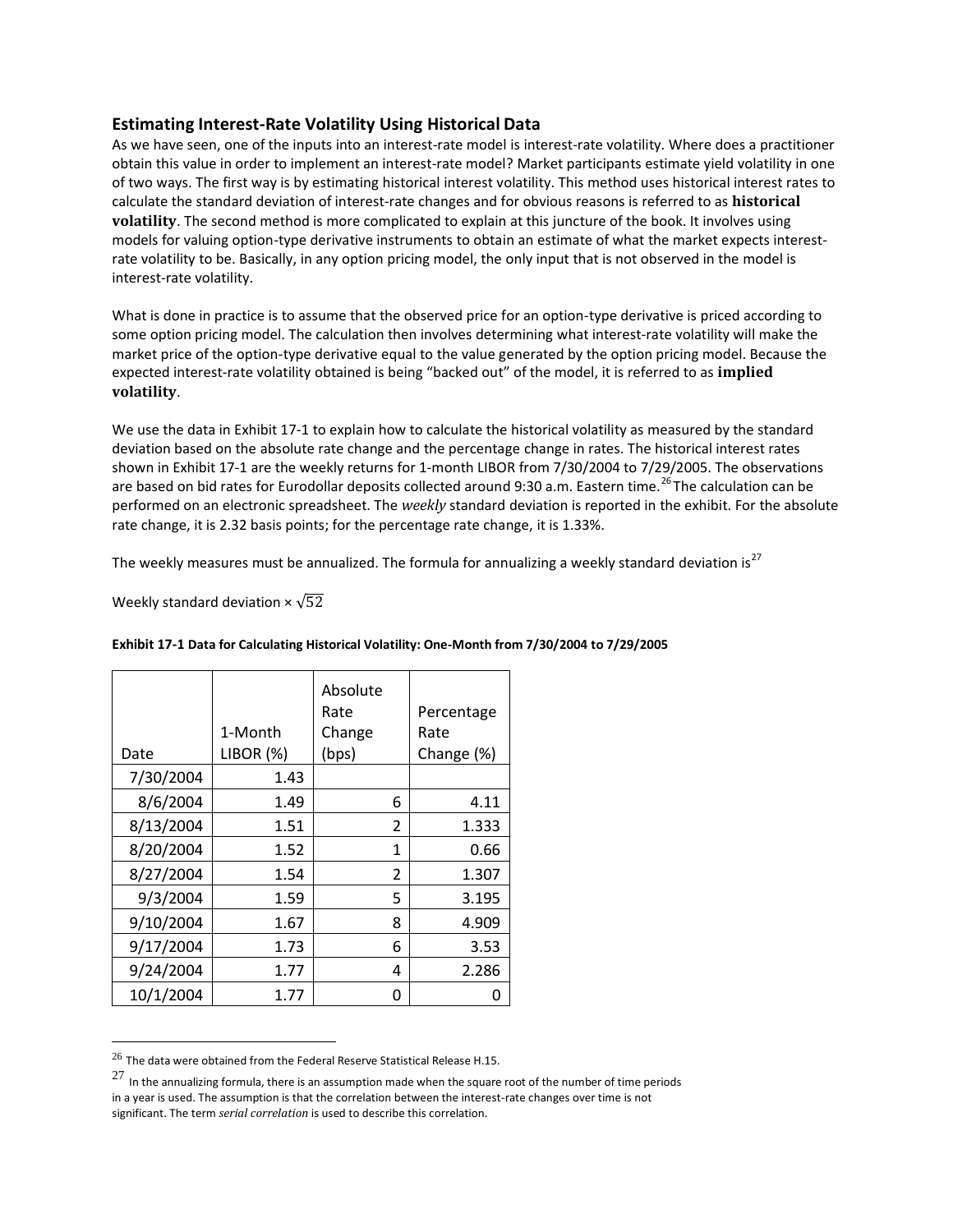### Estimating Interest-Rate Volatility Using Historical Data

As we have seen, one of the inputs into an interest-rate model is interest-rate volatility. Where does a practitioner obtain this value in order to implement an interest-rate model? Market participants estimate yield volatility in one of two ways. The first way is by estimating historical interest volatility. This method uses historical interest rates to calculate the standard deviation of interest-rate changes and for obvious reasons is referred to as **historical volatility**. The second method is more complicated to explain at this juncture of the book. It involves using models for valuing option-type derivative instruments to obtain an estimate of what the market expects interest-rate volatility to be. Basically, in any option pricing model, the only input that is not observed in the model is interest-rate volatility.

What is done in practice is to assume that the observed price for an option-type derivative is priced according to some option pricing model. The calculation then involves determining what interest-rate volatility will make the market price of the option-type derivative equal to the value generated by the option pricing model. Because the expected interest-rate volatility obtained is being "backed out" of the model, it is referred to as **implied volatility**.

We use the data in Exhibit 17-1 to explain how to calculate the historical volatility as measured by the standard deviation based on the absolute rate change and the percentage change in rates. The historical interest rates shown in Exhibit 17-1 are the weekly returns for 1-month LIBOR from 7/30/2004 to 7/29/2005. The observations are based on bid rates for Eurodollar deposits collected around 9:30 a.m. Eastern time.[26] The calculation can be performed on an electronic spreadsheet. The *weekly* standard deviation is reported in the exhibit. For the absolute rate change, it is 2.32 basis points; for the percentage rate change, it is 1.33%.

The weekly measures must be annualized. The formula for annualizing a weekly standard deviation is[27]

Weekly standard deviation × $\sqrt{52}$

**Exhibit 17-1 Data for Calculating Historical Volatility: One-Month from 7/30/2004 to 7/29/2005**

| Date | 1-Month LIBOR (%) | Absolute Rate Change (bps) | Percentage Rate Change (%) |
|---|---|---|---|
| 7/30/2004 | 1.43 | | |
| 8/6/2004 | 1.49 | 6 | 4.11 |
| 8/13/2004 | 1.51 | 2 | 1.333 |
| 8/20/2004 | 1.52 | 1 | 0.66 |
| 8/27/2004 | 1.54 | 2 | 1.307 |
| 9/3/2004 | 1.59 | 5 | 3.195 |
| 9/10/2004 | 1.67 | 8 | 4.909 |
| 9/17/2004 | 1.73 | 6 | 3.53 |
| 9/24/2004 | 1.77 | 4 | 2.286 |
| 10/1/2004 | 1.77 | 0 | 0 |

[26] The data were obtained from the Federal Reserve Statistical Release H.15.

[27] In the annualizing formula, there is an assumption made when the square root of the number of time periods in a year is used. The assumption is that the correlation between the interest-rate changes over time is not significant. The term *serial correlation* is used to describe this correlation.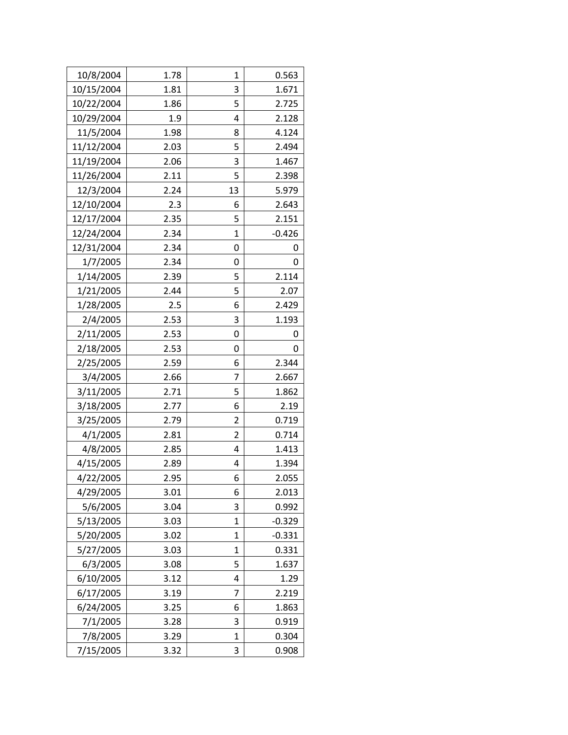| 10/8/2004 | 1.78 | 1 | 0.563 |
|---|---|---|---|
| 10/15/2004 | 1.81 | 3 | 1.671 |
| 10/22/2004 | 1.86 | 5 | 2.725 |
| 10/29/2004 | 1.9 | 4 | 2.128 |
| 11/5/2004 | 1.98 | 8 | 4.124 |
| 11/12/2004 | 2.03 | 5 | 2.494 |
| 11/19/2004 | 2.06 | 3 | 1.467 |
| 11/26/2004 | 2.11 | 5 | 2.398 |
| 12/3/2004 | 2.24 | 13 | 5.979 |
| 12/10/2004 | 2.3 | 6 | 2.643 |
| 12/17/2004 | 2.35 | 5 | 2.151 |
| 12/24/2004 | 2.34 | 1 | -0.426 |
| 12/31/2004 | 2.34 | 0 | 0 |
| 1/7/2005 | 2.34 | 0 | 0 |
| 1/14/2005 | 2.39 | 5 | 2.114 |
| 1/21/2005 | 2.44 | 5 | 2.07 |
| 1/28/2005 | 2.5 | 6 | 2.429 |
| 2/4/2005 | 2.53 | 3 | 1.193 |
| 2/11/2005 | 2.53 | 0 | 0 |
| 2/18/2005 | 2.53 | 0 | 0 |
| 2/25/2005 | 2.59 | 6 | 2.344 |
| 3/4/2005 | 2.66 | 7 | 2.667 |
| 3/11/2005 | 2.71 | 5 | 1.862 |
| 3/18/2005 | 2.77 | 6 | 2.19 |
| 3/25/2005 | 2.79 | 2 | 0.719 |
| 4/1/2005 | 2.81 | 2 | 0.714 |
| 4/8/2005 | 2.85 | 4 | 1.413 |
| 4/15/2005 | 2.89 | 4 | 1.394 |
| 4/22/2005 | 2.95 | 6 | 2.055 |
| 4/29/2005 | 3.01 | 6 | 2.013 |
| 5/6/2005 | 3.04 | 3 | 0.992 |
| 5/13/2005 | 3.03 | 1 | -0.329 |
| 5/20/2005 | 3.02 | 1 | -0.331 |
| 5/27/2005 | 3.03 | 1 | 0.331 |
| 6/3/2005 | 3.08 | 5 | 1.637 |
| 6/10/2005 | 3.12 | 4 | 1.29 |
| 6/17/2005 | 3.19 | 7 | 2.219 |
| 6/24/2005 | 3.25 | 6 | 1.863 |
| 7/1/2005 | 3.28 | 3 | 0.919 |
| 7/8/2005 | 3.29 | 1 | 0.304 |
| 7/15/2005 | 3.32 | 3 | 0.908 |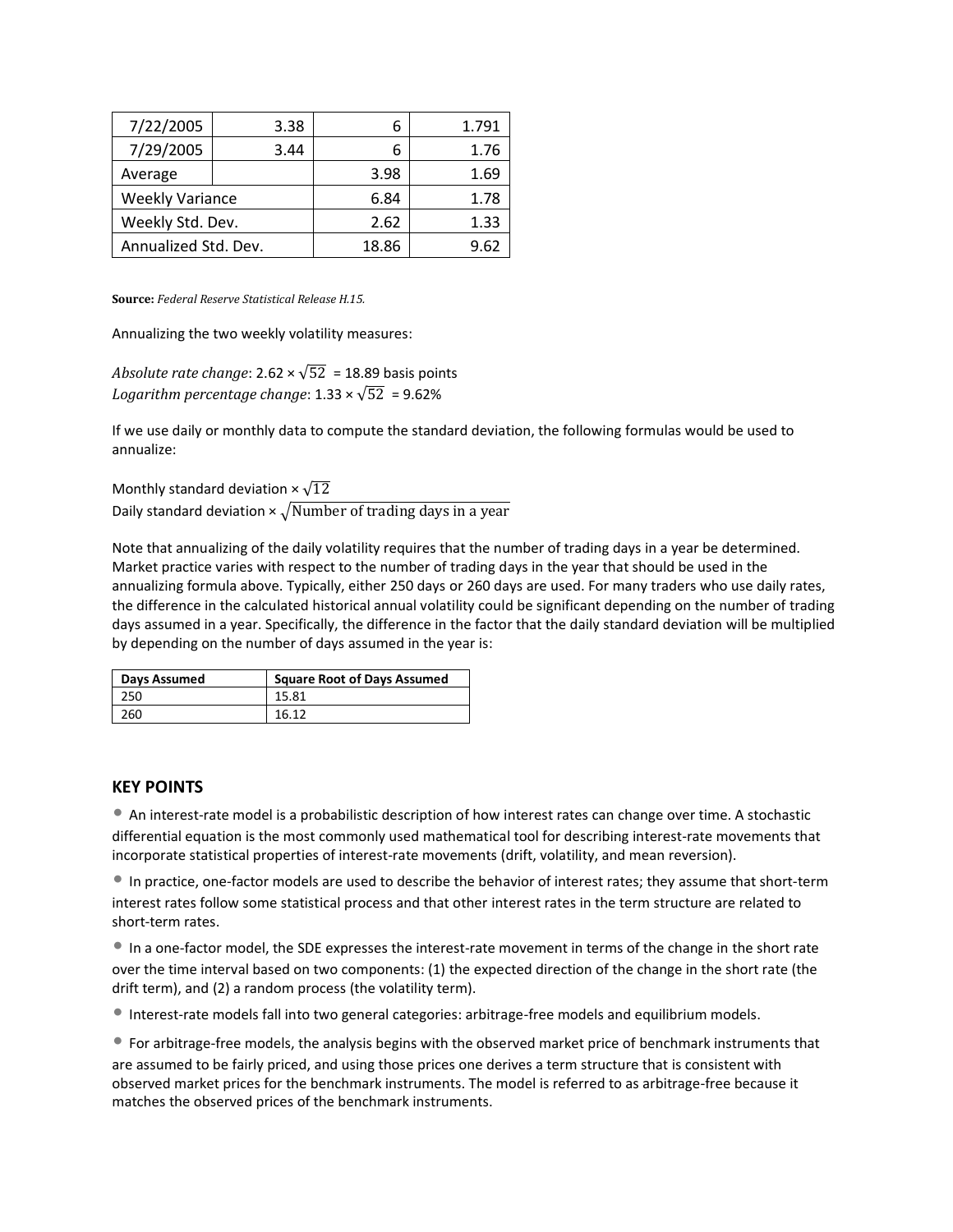| | | | |
|---|---|---|---|
| 7/22/2005 | 3.38 | 6 | 1.791 |
| 7/29/2005 | 3.44 | 6 | 1.76 |
| Average | | 3.98 | 1.69 |
| Weekly Variance | | 6.84 | 1.78 |
| Weekly Std. Dev. | | 2.62 | 1.33 |
| Annualized Std. Dev. | | 18.86 | 9.62 |

**Source:** *Federal Reserve Statistical Release H.15.*

Annualizing the two weekly volatility measures:

*Absolute rate change*: $2.62 \times \sqrt{52}$ = 18.89 basis points
*Logarithm percentage change*: $1.33 \times \sqrt{52}$ = 9.62%

If we use daily or monthly data to compute the standard deviation, the following formulas would be used to annualize:

Monthly standard deviation × $\sqrt{12}$
Daily standard deviation × $\sqrt{\text{Number of trading days in a year}}$

Note that annualizing of the daily volatility requires that the number of trading days in a year be determined. Market practice varies with respect to the number of trading days in the year that should be used in the annualizing formula above. Typically, either 250 days or 260 days are used. For many traders who use daily rates, the difference in the calculated historical annual volatility could be significant depending on the number of trading days assumed in a year. Specifically, the difference in the factor that the daily standard deviation will be multiplied by depending on the number of days assumed in the year is:

| Days Assumed | Square Root of Days Assumed |
|---|---|
| 250 | 15.81 |
| 260 | 16.12 |

## KEY POINTS

- An interest-rate model is a probabilistic description of how interest rates can change over time. A stochastic differential equation is the most commonly used mathematical tool for describing interest-rate movements that incorporate statistical properties of interest-rate movements (drift, volatility, and mean reversion).
- In practice, one-factor models are used to describe the behavior of interest rates; they assume that short-term interest rates follow some statistical process and that other interest rates in the term structure are related to short-term rates.
- In a one-factor model, the SDE expresses the interest-rate movement in terms of the change in the short rate over the time interval based on two components: (1) the expected direction of the change in the short rate (the drift term), and (2) a random process (the volatility term).
- Interest-rate models fall into two general categories: arbitrage-free models and equilibrium models.
- For arbitrage-free models, the analysis begins with the observed market price of benchmark instruments that are assumed to be fairly priced, and using those prices one derives a term structure that is consistent with observed market prices for the benchmark instruments. The model is referred to as arbitrage-free because it matches the observed prices of the benchmark instruments.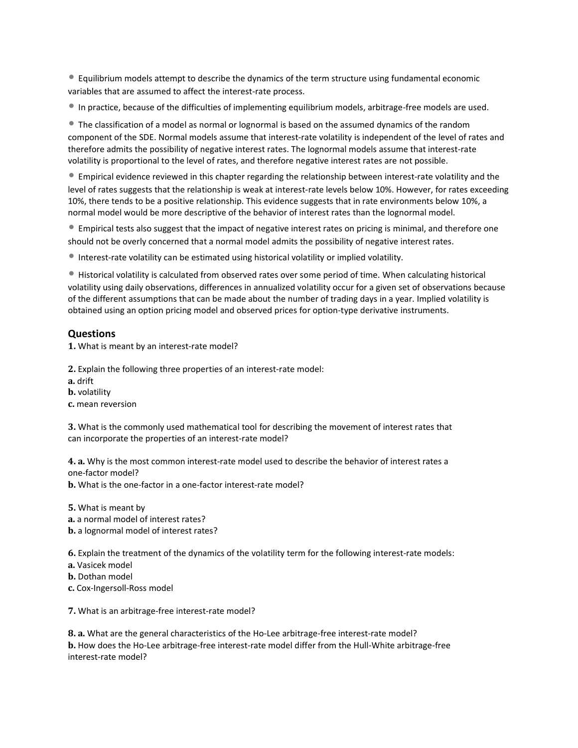- Equilibrium models attempt to describe the dynamics of the term structure using fundamental economic variables that are assumed to affect the interest-rate process.
- In practice, because of the difficulties of implementing equilibrium models, arbitrage-free models are used.
- The classification of a model as normal or lognormal is based on the assumed dynamics of the random component of the SDE. Normal models assume that interest-rate volatility is independent of the level of rates and therefore admits the possibility of negative interest rates. The lognormal models assume that interest-rate volatility is proportional to the level of rates, and therefore negative interest rates are not possible.
- Empirical evidence reviewed in this chapter regarding the relationship between interest-rate volatility and the level of rates suggests that the relationship is weak at interest-rate levels below 10%. However, for rates exceeding 10%, there tends to be a positive relationship. This evidence suggests that in rate environments below 10%, a normal model would be more descriptive of the behavior of interest rates than the lognormal model.
- Empirical tests also suggest that the impact of negative interest rates on pricing is minimal, and therefore one should not be overly concerned that a normal model admits the possibility of negative interest rates.
- Interest-rate volatility can be estimated using historical volatility or implied volatility.
- Historical volatility is calculated from observed rates over some period of time. When calculating historical volatility using daily observations, differences in annualized volatility occur for a given set of observations because of the different assumptions that can be made about the number of trading days in a year. Implied volatility is obtained using an option pricing model and observed prices for option-type derivative instruments.

## Questions

**1.** What is meant by an interest-rate model?

**2.** Explain the following three properties of an interest-rate model:
**a.** drift
**b.** volatility
**c.** mean reversion

**3.** What is the commonly used mathematical tool for describing the movement of interest rates that can incorporate the properties of an interest-rate model?

**4. a.** Why is the most common interest-rate model used to describe the behavior of interest rates a one-factor model?
**b.** What is the one-factor in a one-factor interest-rate model?

**5.** What is meant by
**a.** a normal model of interest rates?
**b.** a lognormal model of interest rates?

**6.** Explain the treatment of the dynamics of the volatility term for the following interest-rate models:
**a.** Vasicek model
**b.** Dothan model
**c.** Cox-Ingersoll-Ross model

**7.** What is an arbitrage-free interest-rate model?

**8. a.** What are the general characteristics of the Ho-Lee arbitrage-free interest-rate model?
**b.** How does the Ho-Lee arbitrage-free interest-rate model differ from the Hull-White arbitrage-free interest-rate model?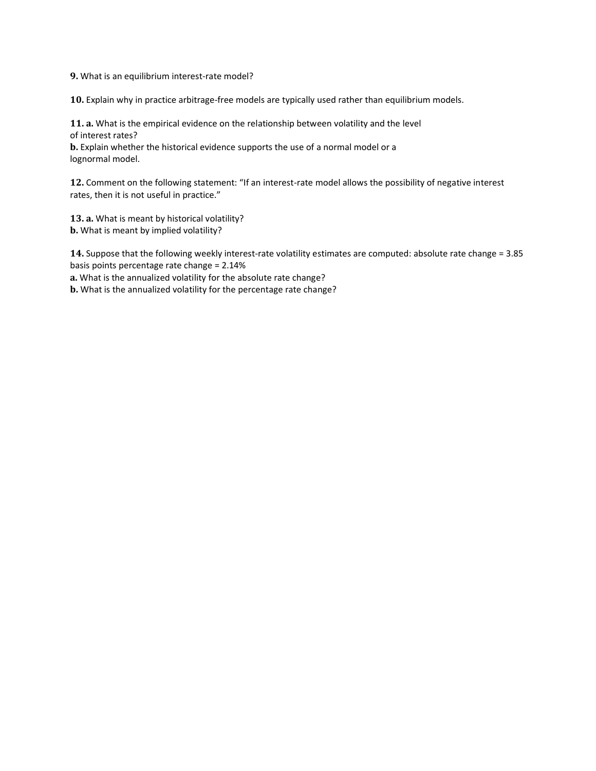**9.** What is an equilibrium interest-rate model?

**10.** Explain why in practice arbitrage-free models are typically used rather than equilibrium models.

**11. a.** What is the empirical evidence on the relationship between volatility and the level of interest rates?
**b.** Explain whether the historical evidence supports the use of a normal model or a lognormal model.

**12.** Comment on the following statement: “If an interest-rate model allows the possibility of negative interest rates, then it is not useful in practice.”

**13. a.** What is meant by historical volatility?
**b.** What is meant by implied volatility?

**14.** Suppose that the following weekly interest-rate volatility estimates are computed: absolute rate change = 3.85 basis points percentage rate change = 2.14%
**a.** What is the annualized volatility for the absolute rate change?
**b.** What is the annualized volatility for the percentage rate change?